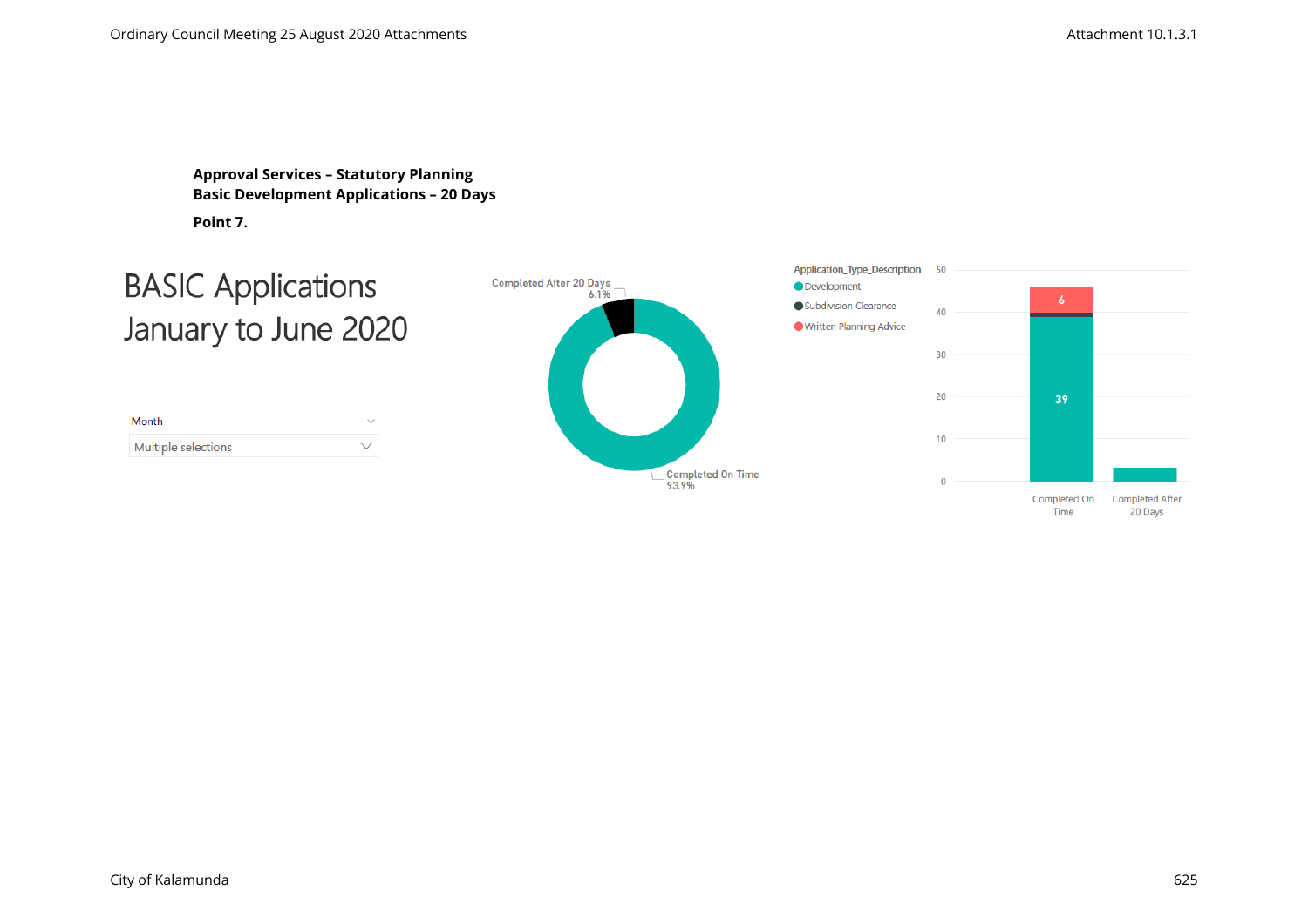**Approval Services – Statutory Planning**
**Basic Development Applications – 20 Days**

**Point 7.**

# BASIC Applications January to June 2020

Month

Multiple selections

Completed After 20 Days
6.1%

Completed On Time
93.9%

Application_Type_Description
- Development
- Subdivision Clearance
- Written Planning Advice

50
40
30
20
10
0

6

39

Completed On Time

Completed After 20 Days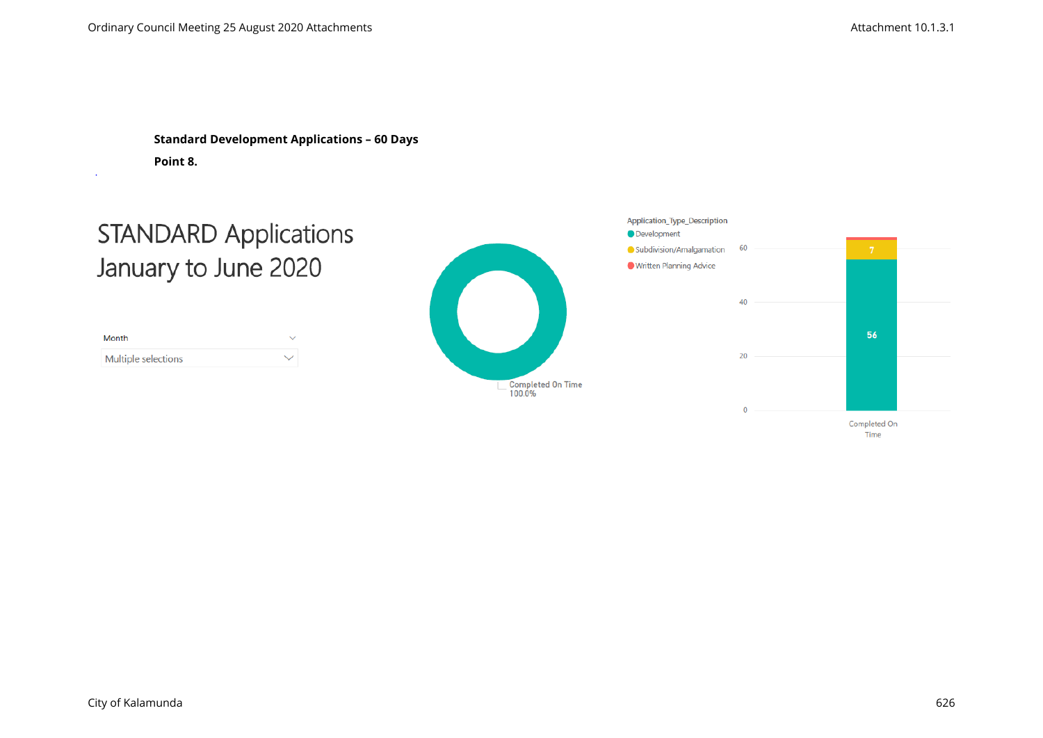**Standard Development Applications – 60 Days**

**Point 8.**

# STANDARD Applications January to June 2020

Month

Multiple selections

Completed On Time 100.0%

Application_Type_Description

- Development
- Subdivision/Amalgamation
- Written Planning Advice

| Application_Type_Description | Completed On Time |
|---|---|
| Development | 56 |
| Subdivision/Amalgamation | 7 |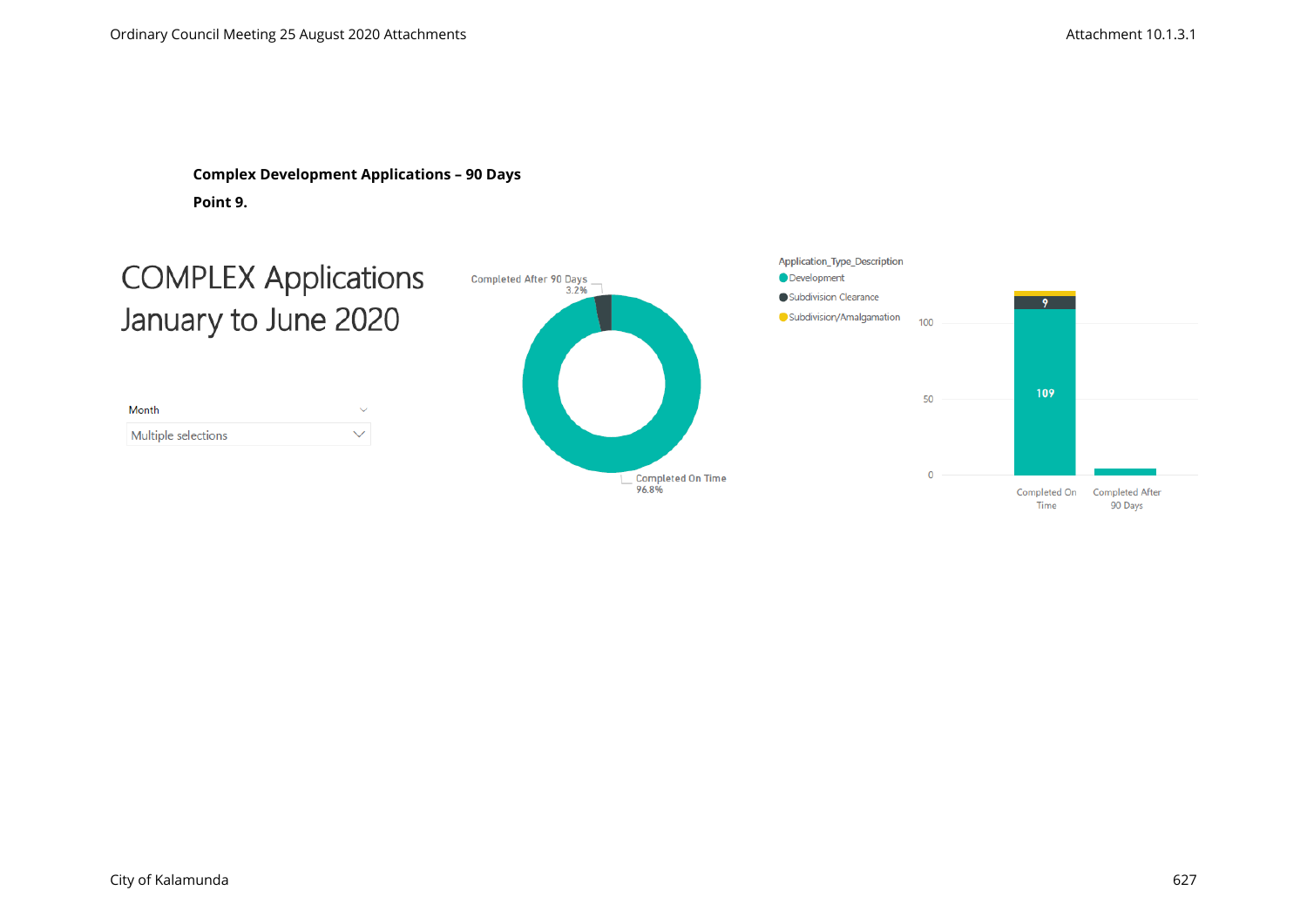**Complex Development Applications – 90 Days**

**Point 9.**

COMPLEX Applications
January to June 2020

Month

Multiple selections

Completed After 90 Days
3.2%

Completed On Time
96.8%

Application_Type_Description

- Development
- Subdivision Clearance
- Subdivision/Amalgamation

100

50

0

9

109

Completed On Time

Completed After 90 Days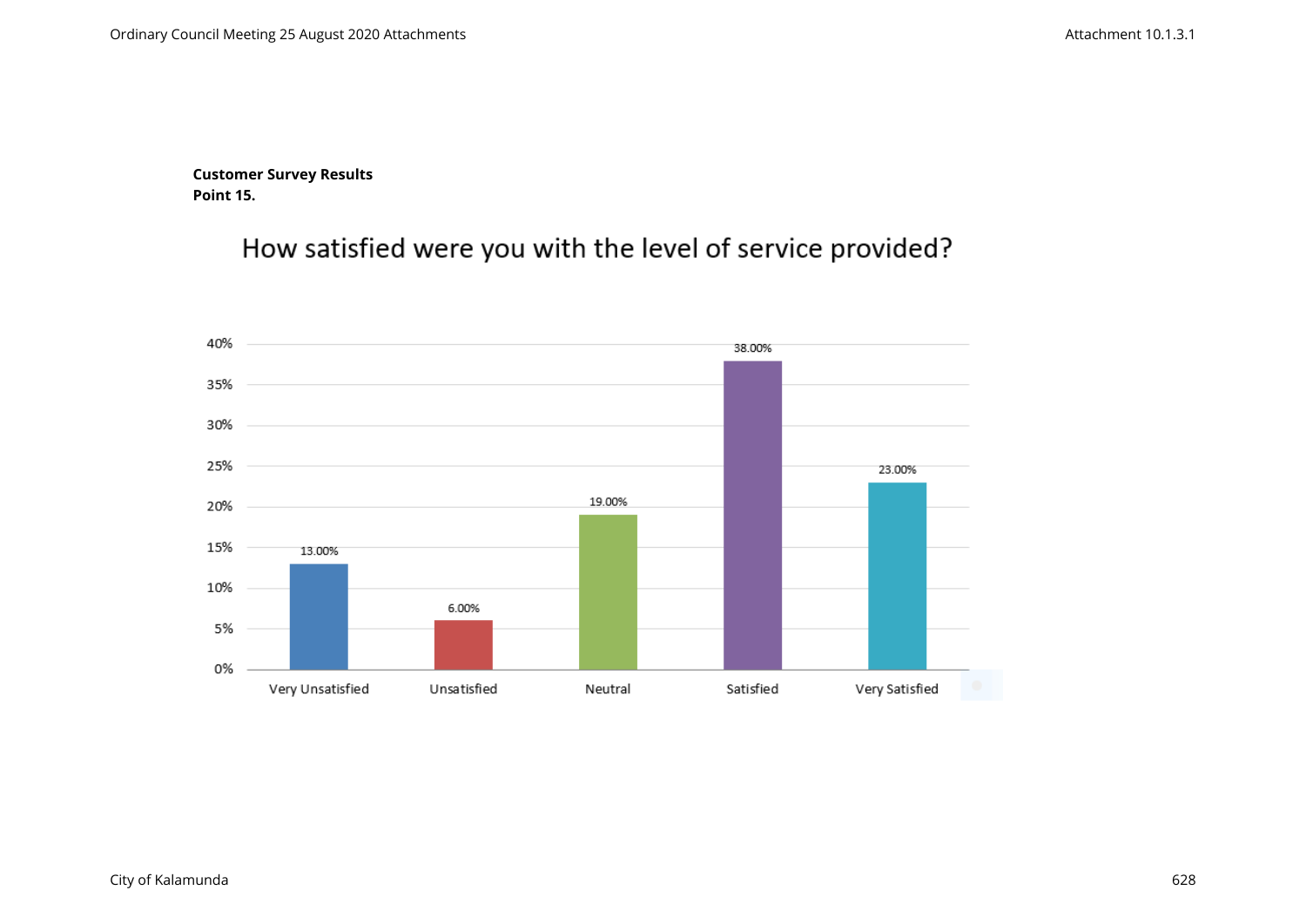**Customer Survey Results**
**Point 15.**

## How satisfied were you with the level of service provided?

| Response | Percentage |
| --- | --- |
| Very Unsatisfied | 13.00% |
| Unsatisfied | 6.00% |
| Neutral | 19.00% |
| Satisfied | 38.00% |
| Very Satisfied | 23.00% |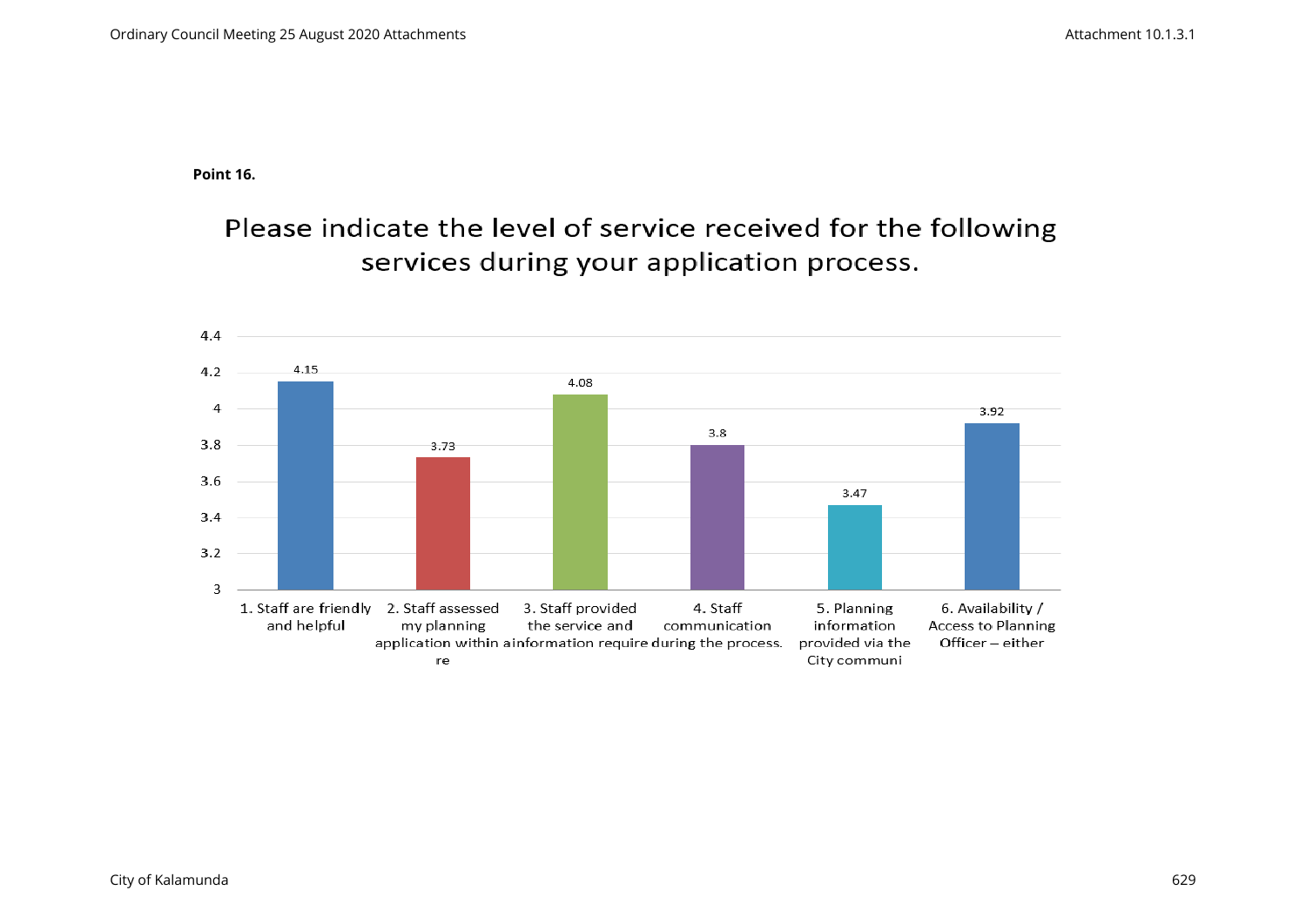**Point 16.**

## Please indicate the level of service received for the following services during your application process.

| Service | Rating |
| --- | --- |
| 1. Staff are friendly and helpful | 4.15 |
| 2. Staff assessed my planning application within a re | 3.73 |
| 3. Staff provided the service and information require | 4.08 |
| 4. Staff communication during the process. | 3.8 |
| 5. Planning information provided via the City communi | 3.47 |
| 6. Availability / Access to Planning Officer – either | 3.92 |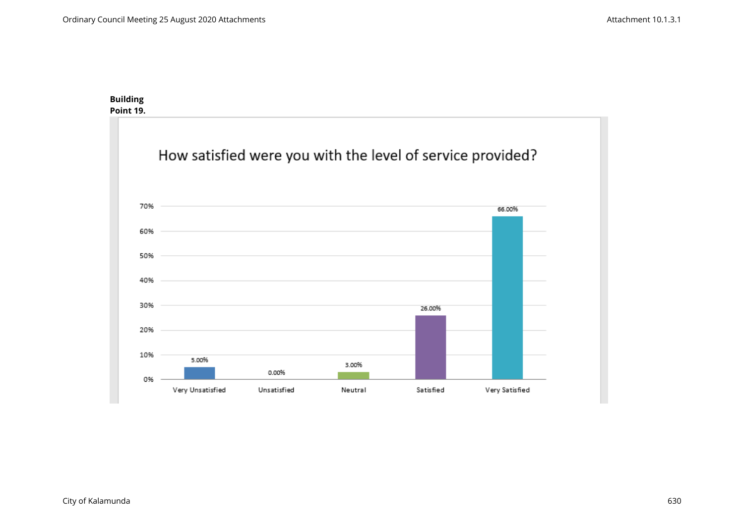**Building**
**Point 19.**

How satisfied were you with the level of service provided?

| Response | Percentage |
|---|---|
| Very Unsatisfied | 5.00% |
| Unsatisfied | 0.00% |
| Neutral | 3.00% |
| Satisfied | 26.00% |
| Very Satisfied | 66.00% |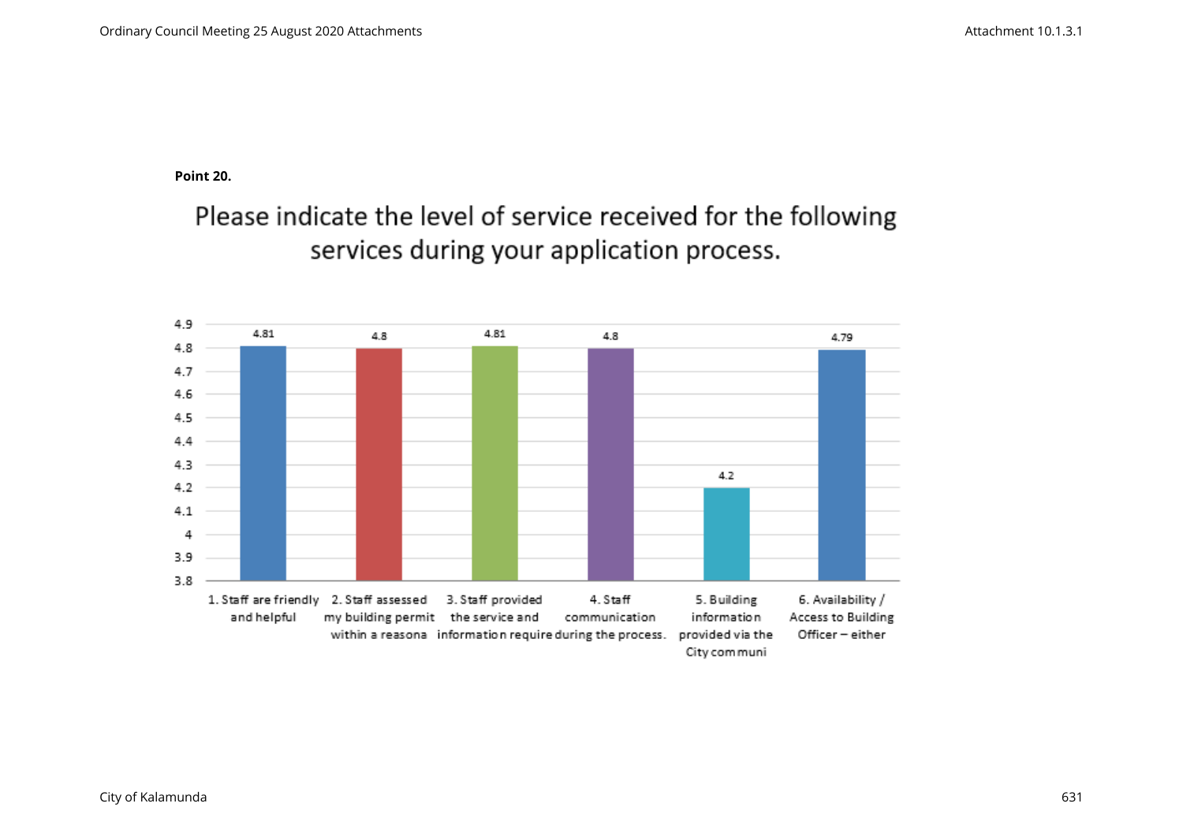**Point 20.**

## Please indicate the level of service received for the following services during your application process.

| Service | Rating |
|---|---|
| 1. Staff are friendly and helpful | 4.81 |
| 2. Staff assessed my building permit within a reasona | 4.8 |
| 3. Staff provided the service and information require | 4.81 |
| 4. Staff communication during the process. | 4.8 |
| 5. Building information provided via the City communi | 4.2 |
| 6. Availability / Access to Building Officer – either | 4.79 |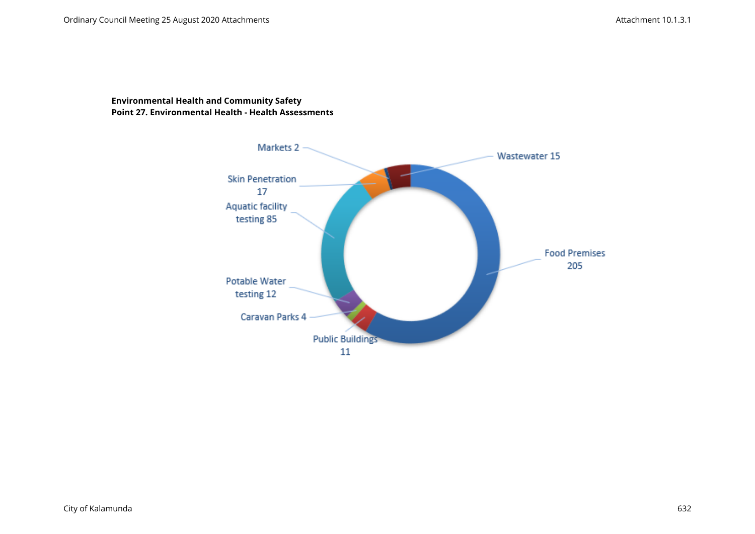**Environmental Health and Community Safety**
**Point 27. Environmental Health - Health Assessments**

Markets 2

Wastewater 15

Skin Penetration 17

Aquatic facility testing 85

Food Premises 205

Potable Water testing 12

Caravan Parks 4

Public Buildings 11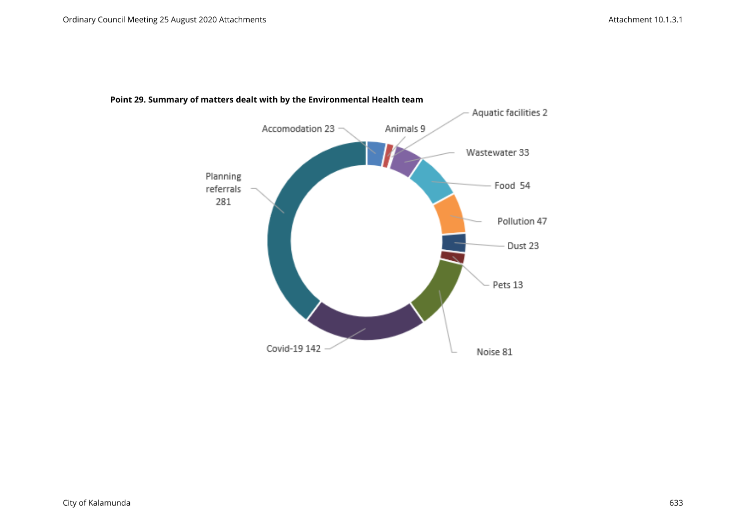**Point 29. Summary of matters dealt with by the Environmental Health team**

| Category | Count |
| --- | --- |
| Accomodation | 23 |
| Animals | 9 |
| Aquatic facilities | 2 |
| Wastewater | 33 |
| Food | 54 |
| Pollution | 47 |
| Dust | 23 |
| Pets | 13 |
| Noise | 81 |
| Covid-19 | 142 |
| Planning referrals | 281 |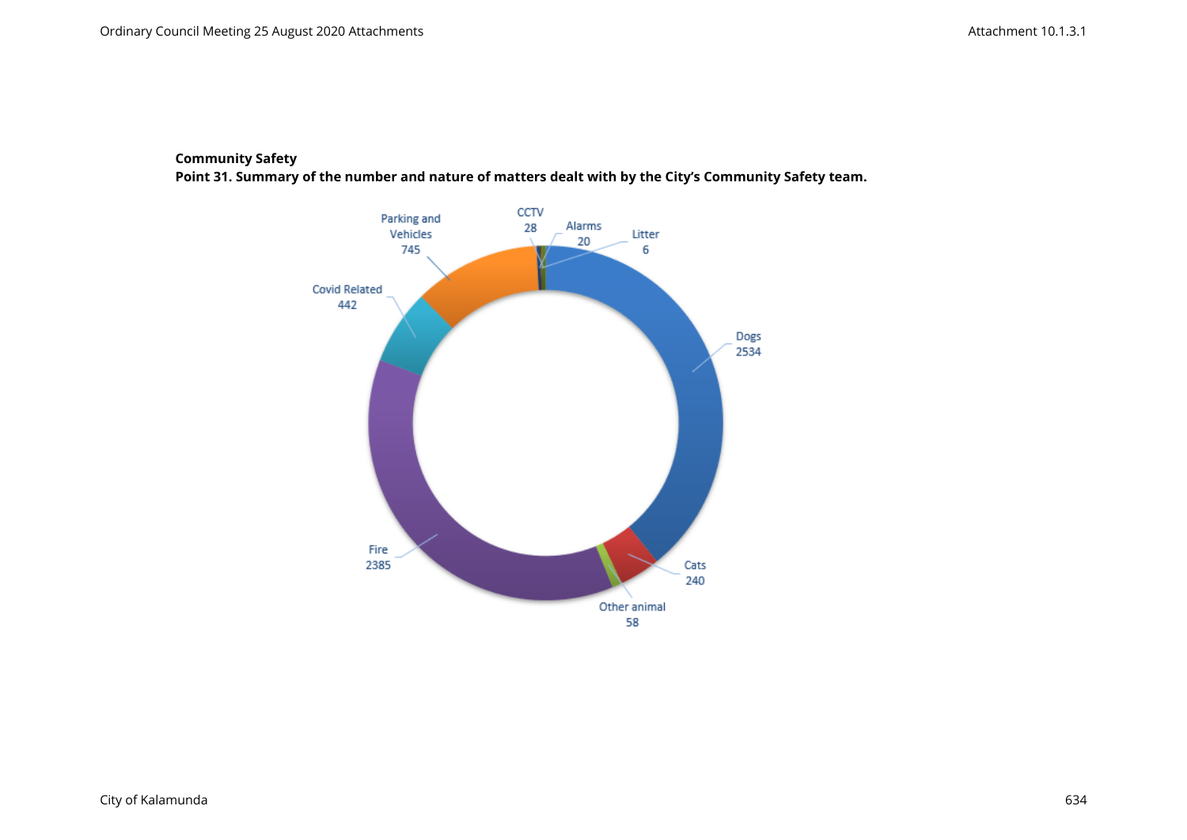**Community Safety**

**Point 31. Summary of the number and nature of matters dealt with by the City's Community Safety team.**

| Category | Number |
| --- | --- |
| Dogs | 2534 |
| Cats | 240 |
| Other animal | 58 |
| Fire | 2385 |
| Covid Related | 442 |
| Parking and Vehicles | 745 |
| CCTV | 28 |
| Alarms | 20 |
| Litter | 6 |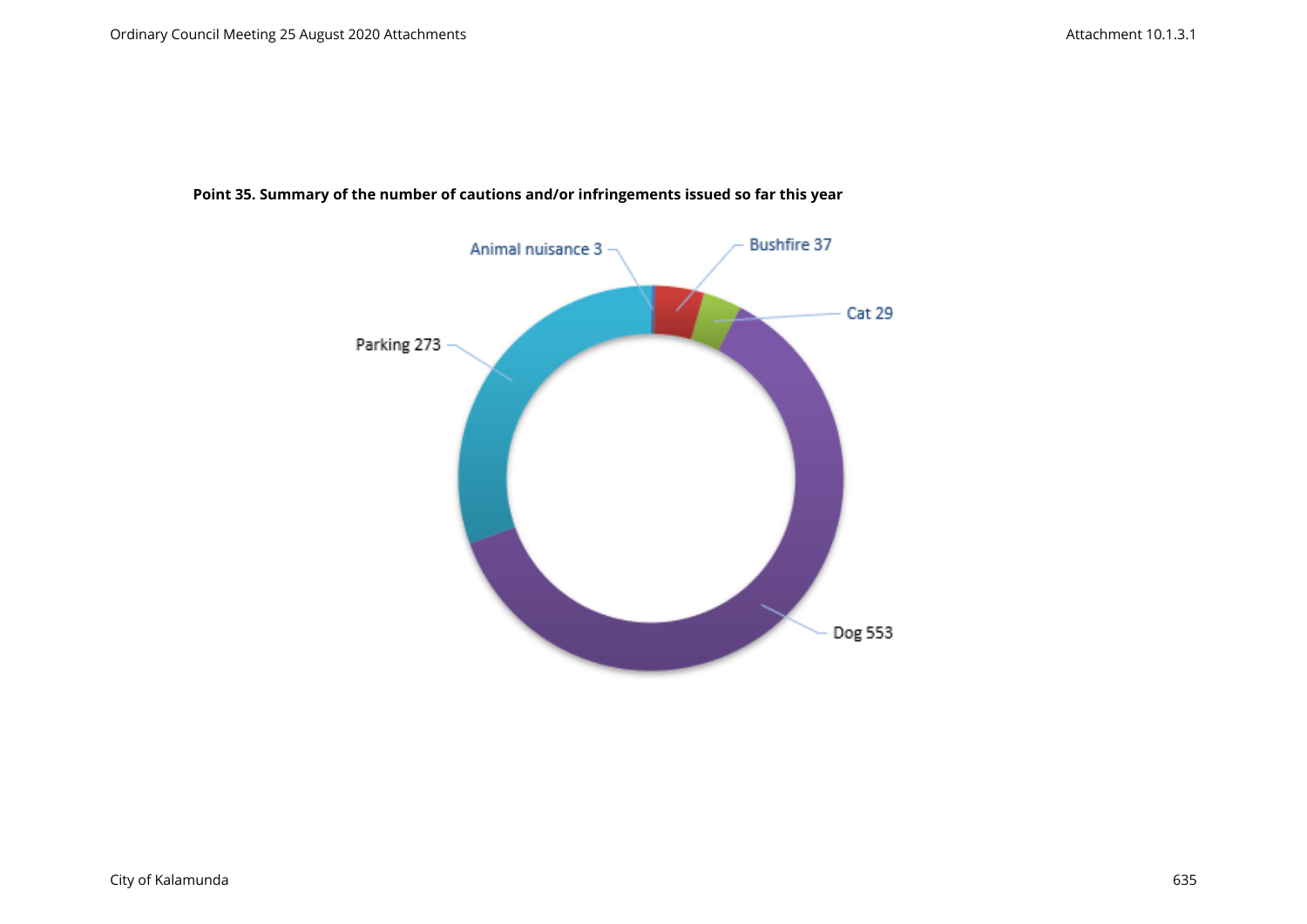**Point 35. Summary of the number of cautions and/or infringements issued so far this year**

Animal nuisance 3

Bushfire 37

Cat 29

Parking 273

Dog 553